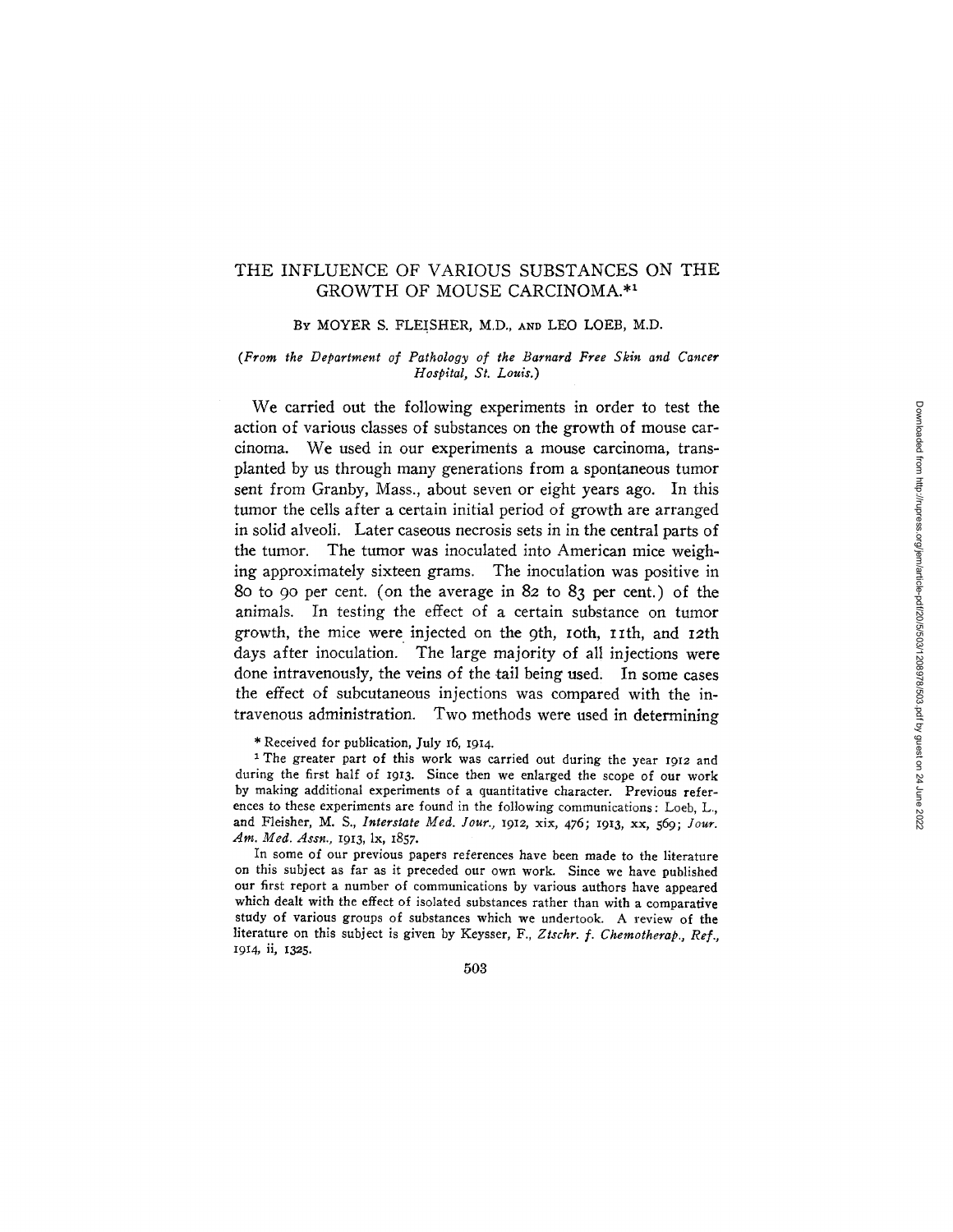# THE INFLUENCE OF VARIOUS SUBSTANCES ON THE GROWTH OF MOUSE CARCINOMA.*[1]

By MOYER S. FLEISHER, M.D., and LEO LOEB, M.D.

*(From the Department of Pathology of the Barnard Free Skin and Cancer Hospital, St. Louis.)*

We carried out the following experiments in order to test the action of various classes of substances on the growth of mouse carcinoma. We used in our experiments a mouse carcinoma, transplanted by us through many generations from a spontaneous tumor sent from Granby, Mass., about seven or eight years ago. In this tumor the cells after a certain initial period of growth are arranged in solid alveoli. Later caseous necrosis sets in in the central parts of the tumor. The tumor was inoculated into American mice weighing approximately sixteen grams. The inoculation was positive in 80 to 90 per cent. (on the average in 82 to 83 per cent.) of the animals. In testing the effect of a certain substance on tumor growth, the mice were injected on the 9th, 10th, 11th, and 12th days after inoculation. The large majority of all injections were done intravenously, the veins of the tail being used. In some cases the effect of subcutaneous injections was compared with the intravenous administration. Two methods were used in determining

\* Received for publication, July 16, 1914.

[1] The greater part of this work was carried out during the year 1912 and during the first half of 1913. Since then we enlarged the scope of our work by making additional experiments of a quantitative character. Previous references to these experiments are found in the following communications: Loeb, L., and Fleisher, M. S., *Interstate Med. Jour.*, 1912, xix, 476; 1913, xx, 569; *Jour. Am. Med. Assn.*, 1913, lx, 1857.

In some of our previous papers references have been made to the literature on this subject as far as it preceded our own work. Since we have published our first report a number of communications by various authors have appeared which dealt with the effect of isolated substances rather than with a comparative study of various groups of substances which we undertook. A review of the literature on this subject is given by Keysser, F., *Ztschr. f. Chemotherap., Ref.*, 1914, ii, 1325.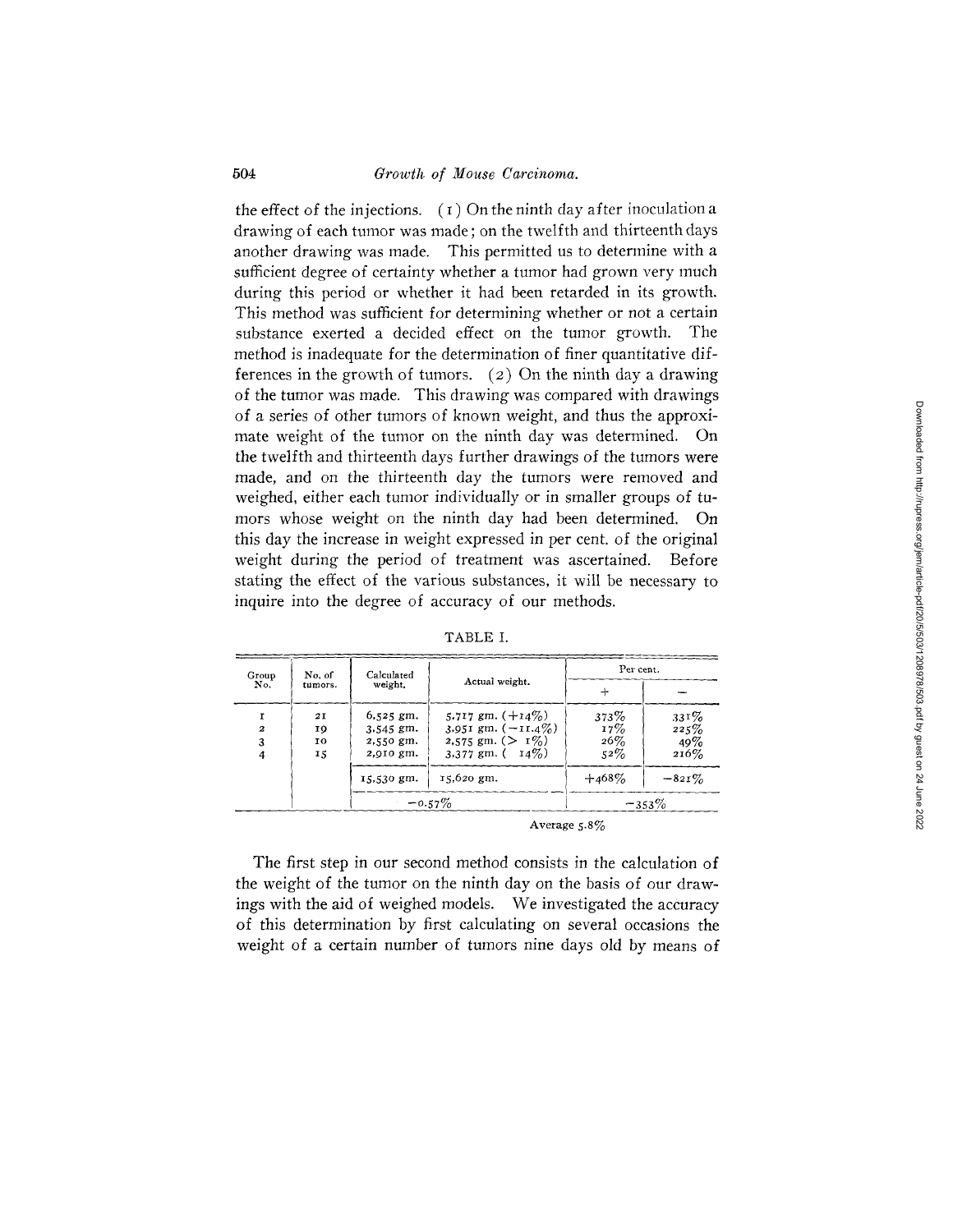the effect of the injections. (1) On the ninth day after inoculation a drawing of each tumor was made; on the twelfth and thirteenth days another drawing was made. This permitted us to determine with a sufficient degree of certainty whether a tumor had grown very much during this period or whether it had been retarded in its growth. This method was sufficient for determining whether or not a certain substance exerted a decided effect on the tumor growth. The method is inadequate for the determination of finer quantitative differences in the growth of tumors. (2) On the ninth day a drawing of the tumor was made. This drawing was compared with drawings of a series of other tumors of known weight, and thus the approximate weight of the tumor on the ninth day was determined. On the twelfth and thirteenth days further drawings of the tumors were made, and on the thirteenth day the tumors were removed and weighed, either each tumor individually or in smaller groups of tumors whose weight on the ninth day had been determined. On this day the increase in weight expressed in per cent. of the original weight during the period of treatment was ascertained. Before stating the effect of the various substances, it will be necessary to inquire into the degree of accuracy of our methods.

TABLE I.

| Group No. | No. of tumors. | Calculated weight. | Actual weight. | Per cent. | |
|---|---|---|---|---|---|
| | | | | + | − |
| 1 | 21 | 6,525 gm. | 5,717 gm. (+14%) | 373% | 331% |
| 2 | 19 | 3,545 gm. | 3,951 gm. (−11.4%) | 17% | 225% |
| 3 | 10 | 2,550 gm. | 2,575 gm. (> 1%) | 26% | 49% |
| 4 | 15 | 2,910 gm. | 3,377 gm. ( 14%) | 52% | 216% |
| | | 15,530 gm. | 15,620 gm. | +468% | −821% |
| | | −0.57% | | −353% | |

Average 5.8%

The first step in our second method consists in the calculation of the weight of the tumor on the ninth day on the basis of our drawings with the aid of weighed models. We investigated the accuracy of this determination by first calculating on several occasions the weight of a certain number of tumors nine days old by means of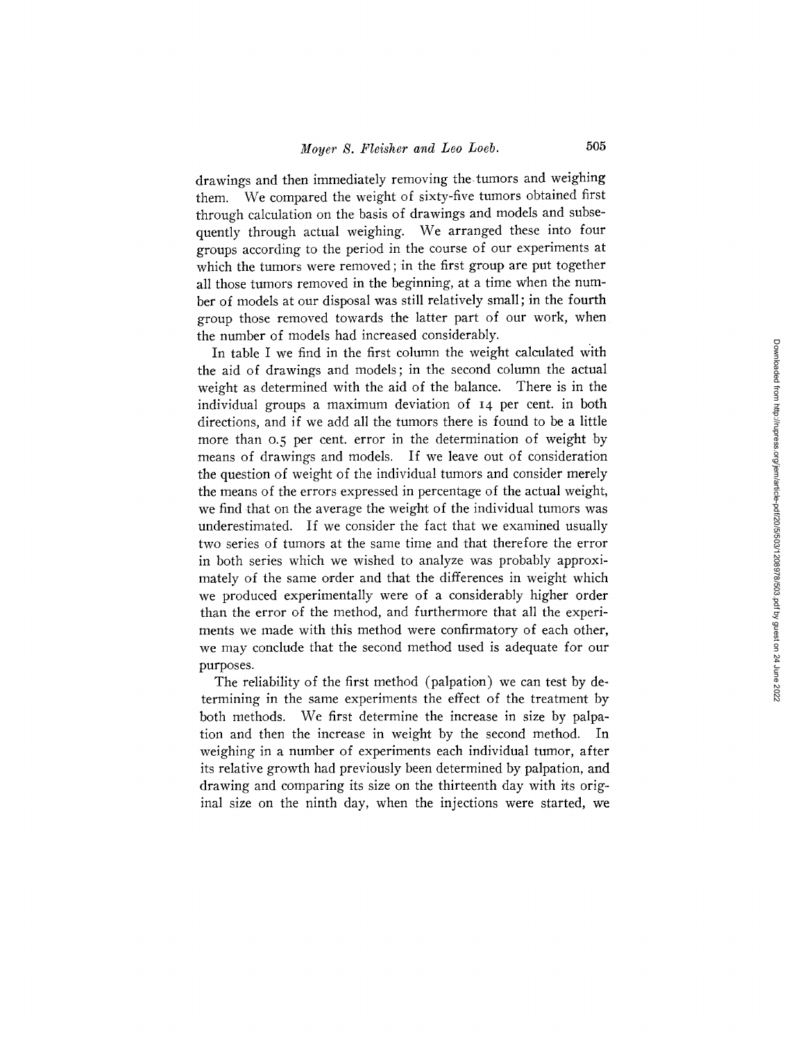drawings and then immediately removing the tumors and weighing them. We compared the weight of sixty-five tumors obtained first through calculation on the basis of drawings and models and subsequently through actual weighing. We arranged these into four groups according to the period in the course of our experiments at which the tumors were removed; in the first group are put together all those tumors removed in the beginning, at a time when the number of models at our disposal was still relatively small; in the fourth group those removed towards the latter part of our work, when the number of models had increased considerably.

In table I we find in the first column the weight calculated with the aid of drawings and models; in the second column the actual weight as determined with the aid of the balance. There is in the individual groups a maximum deviation of 14 per cent. in both directions, and if we add all the tumors there is found to be a little more than 0.5 per cent. error in the determination of weight by means of drawings and models. If we leave out of consideration the question of weight of the individual tumors and consider merely the means of the errors expressed in percentage of the actual weight, we find that on the average the weight of the individual tumors was underestimated. If we consider the fact that we examined usually two series of tumors at the same time and that therefore the error in both series which we wished to analyze was probably approximately of the same order and that the differences in weight which we produced experimentally were of a considerably higher order than the error of the method, and furthermore that all the experiments we made with this method were confirmatory of each other, we may conclude that the second method used is adequate for our purposes.

The reliability of the first method (palpation) we can test by determining in the same experiments the effect of the treatment by both methods. We first determine the increase in size by palpation and then the increase in weight by the second method. In weighing in a number of experiments each individual tumor, after its relative growth had previously been determined by palpation, and drawing and comparing its size on the thirteenth day with its original size on the ninth day, when the injections were started, we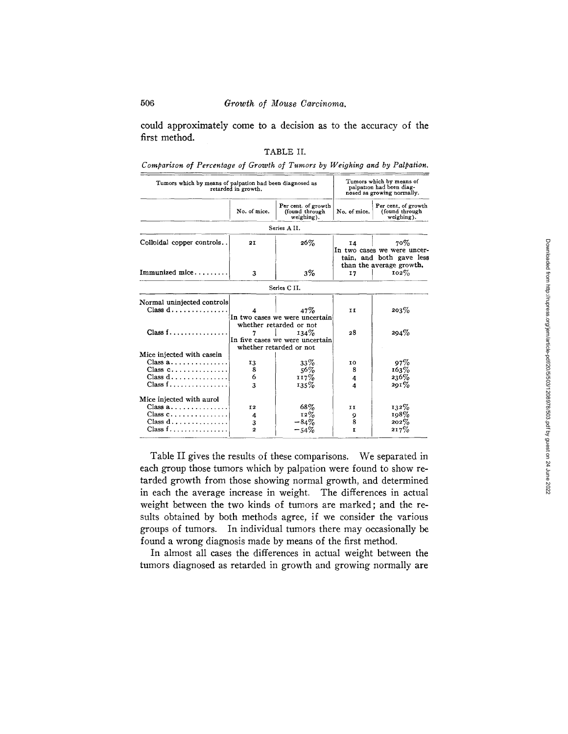could approximately come to a decision as to the accuracy of the first method.

TABLE II.

*Comparison of Percentage of Growth of Tumors by Weighing and by Palpation.*

| | Tumors which by means of palpation had been diagnosed as retarded in growth. | | Tumors which by means of palpation had been diagnosed as growing normally. | |
|---|---|---|---|---|
| | No. of mice. | Per cent. of growth (found through weighing). | No. of mice. | Per cent. of growth (found through weighing). |
| **Series A II.** | | | | |
| Colloidal copper controls.. | 21 | 26% | 14 | 70% In two cases we were uncertain, and both gave less than the average growth. |
| Immunized mice......... | 3 | 3% | 17 | 102% |
| **Series C II.** | | | | |
| Normal uninjected controls | | | | |
| Class d............... | 4 | 47% In two cases we were uncertain whether retarded or not | 11 | 203% |
| Class f................ | 7 | 134% In five cases we were uncertain whether retarded or not | 28 | 294% |
| Mice injected with casein | | | | |
| Class a............... | 13 | 33% | 10 | 97% |
| Class c............... | 8 | 56% | 8 | 163% |
| Class d............... | 6 | 117% | 4 | 236% |
| Class f................ | 3 | 135% | 4 | 291% |
| Mice injected with aurol | | | | |
| Class a............... | 12 | 68% | 11 | 132% |
| Class c............... | 4 | 12% | 9 | 198% |
| Class d............... | 3 | −84% | 8 | 202% |
| Class f................ | 2 | −54% | 1 | 217% |

Table II gives the results of these comparisons. We separated in each group those tumors which by palpation were found to show retarded growth from those showing normal growth, and determined in each the average increase in weight. The differences in actual weight between the two kinds of tumors are marked; and the results obtained by both methods agree, if we consider the various groups of tumors. In individual tumors there may occasionally be found a wrong diagnosis made by means of the first method.

In almost all cases the differences in actual weight between the tumors diagnosed as retarded in growth and growing normally are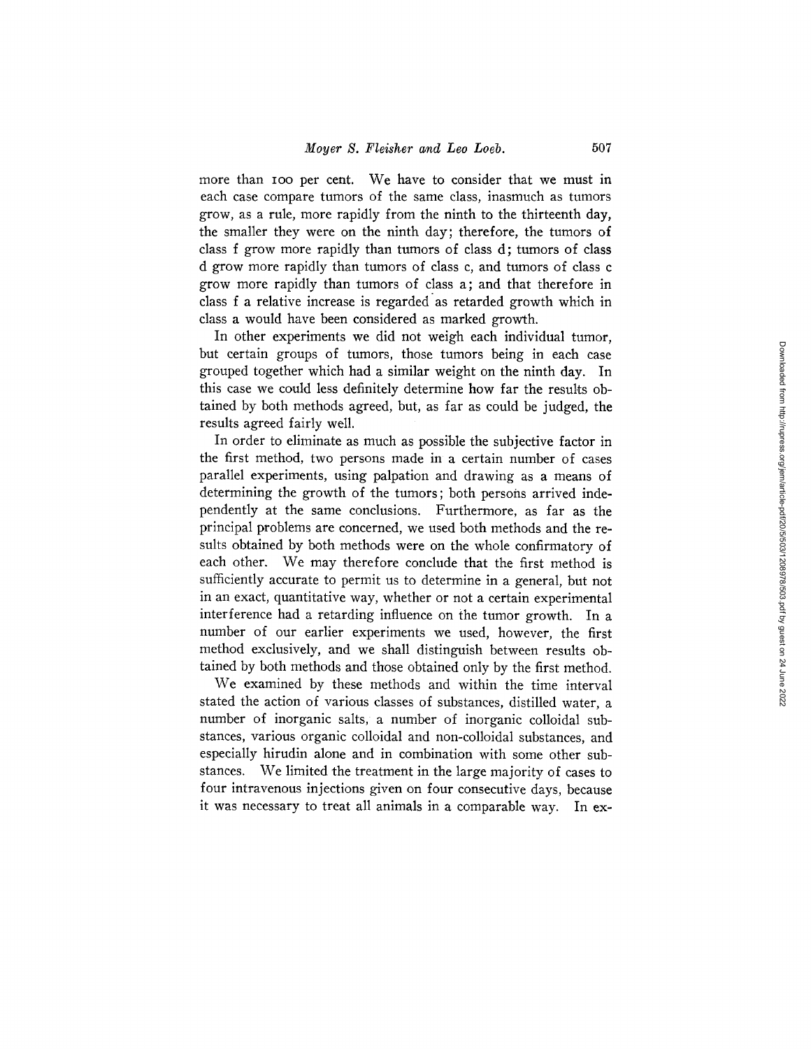more than 100 per cent. We have to consider that we must in each case compare tumors of the same class, inasmuch as tumors grow, as a rule, more rapidly from the ninth to the thirteenth day, the smaller they were on the ninth day; therefore, the tumors of class f grow more rapidly than tumors of class d; tumors of class d grow more rapidly than tumors of class c, and tumors of class c grow more rapidly than tumors of class a; and that therefore in class f a relative increase is regarded as retarded growth which in class a would have been considered as marked growth.

In other experiments we did not weigh each individual tumor, but certain groups of tumors, those tumors being in each case grouped together which had a similar weight on the ninth day. In this case we could less definitely determine how far the results obtained by both methods agreed, but, as far as could be judged, the results agreed fairly well.

In order to eliminate as much as possible the subjective factor in the first method, two persons made in a certain number of cases parallel experiments, using palpation and drawing as a means of determining the growth of the tumors; both persons arrived independently at the same conclusions. Furthermore, as far as the principal problems are concerned, we used both methods and the results obtained by both methods were on the whole confirmatory of each other. We may therefore conclude that the first method is sufficiently accurate to permit us to determine in a general, but not in an exact, quantitative way, whether or not a certain experimental interference had a retarding influence on the tumor growth. In a number of our earlier experiments we used, however, the first method exclusively, and we shall distinguish between results obtained by both methods and those obtained only by the first method.

We examined by these methods and within the time interval stated the action of various classes of substances, distilled water, a number of inorganic salts, a number of inorganic colloidal substances, various organic colloidal and non-colloidal substances, and especially hirudin alone and in combination with some other substances. We limited the treatment in the large majority of cases to four intravenous injections given on four consecutive days, because it was necessary to treat all animals in a comparable way. In ex-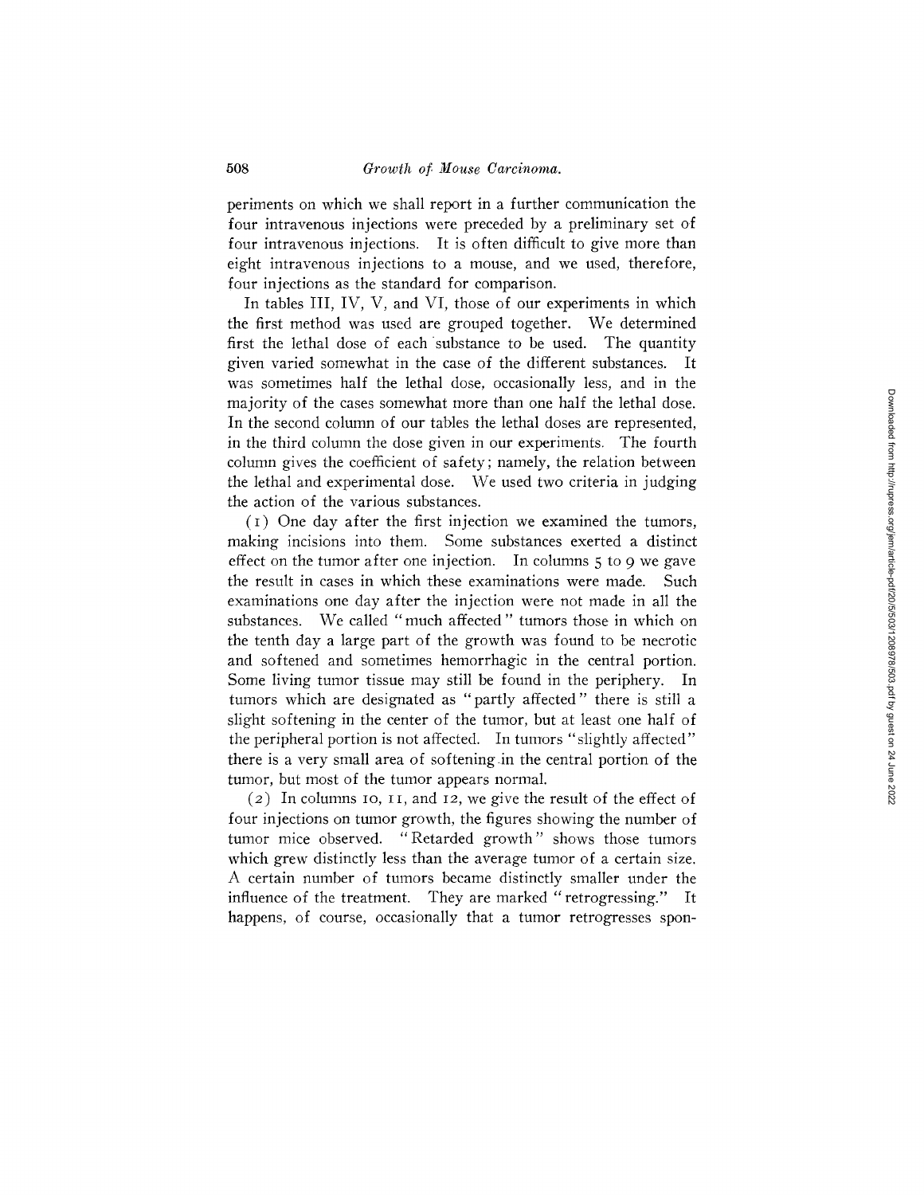periments on which we shall report in a further communication the four intravenous injections were preceded by a preliminary set of four intravenous injections. It is often difficult to give more than eight intravenous injections to a mouse, and we used, therefore, four injections as the standard for comparison.

In tables III, IV, V, and VI, those of our experiments in which the first method was used are grouped together. We determined first the lethal dose of each substance to be used. The quantity given varied somewhat in the case of the different substances. It was sometimes half the lethal dose, occasionally less, and in the majority of the cases somewhat more than one half the lethal dose. In the second column of our tables the lethal doses are represented, in the third column the dose given in our experiments. The fourth column gives the coefficient of safety; namely, the relation between the lethal and experimental dose. We used two criteria in judging the action of the various substances.

(1) One day after the first injection we examined the tumors, making incisions into them. Some substances exerted a distinct effect on the tumor after one injection. In columns 5 to 9 we gave the result in cases in which these examinations were made. Such examinations one day after the injection were not made in all the substances. We called "much affected" tumors those in which on the tenth day a large part of the growth was found to be necrotic and softened and sometimes hemorrhagic in the central portion. Some living tumor tissue may still be found in the periphery. In tumors which are designated as "partly affected" there is still a slight softening in the center of the tumor, but at least one half of the peripheral portion is not affected. In tumors "slightly affected" there is a very small area of softening in the central portion of the tumor, but most of the tumor appears normal.

(2) In columns 10, 11, and 12, we give the result of the effect of four injections on tumor growth, the figures showing the number of tumor mice observed. "Retarded growth" shows those tumors which grew distinctly less than the average tumor of a certain size. A certain number of tumors became distinctly smaller under the influence of the treatment. They are marked "retrogressing." It happens, of course, occasionally that a tumor retrogresses spon-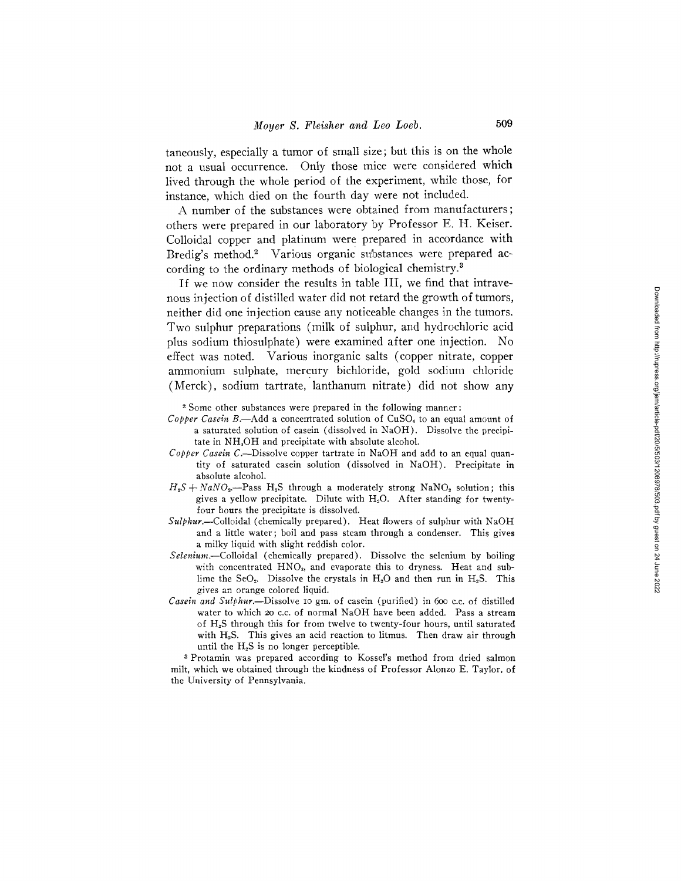taneously, especially a tumor of small size; but this is on the whole not a usual occurrence. Only those mice were considered which lived through the whole period of the experiment, while those, for instance, which died on the fourth day were not included.

A number of the substances were obtained from manufacturers; others were prepared in our laboratory by Professor E. H. Keiser. Colloidal copper and platinum were prepared in accordance with Bredig's method.[2] Various organic substances were prepared according to the ordinary methods of biological chemistry.[3]

If we now consider the results in table III, we find that intravenous injection of distilled water did not retard the growth of tumors, neither did one injection cause any noticeable changes in the tumors. Two sulphur preparations (milk of sulphur, and hydrochloric acid plus sodium thiosulphate) were examined after one injection. No effect was noted. Various inorganic salts (copper nitrate, copper ammonium sulphate, mercury bichloride, gold sodium chloride (Merck), sodium tartrate, lanthanum nitrate) did not show any

---

[2] Some other substances were prepared in the following manner:

*Copper Casein B.*—Add a concentrated solution of $CuSO_4$ to an equal amount of a saturated solution of casein (dissolved in NaOH). Dissolve the precipitate in $NH_4OH$ and precipitate with absolute alcohol.

*Copper Casein C.*—Dissolve copper tartrate in NaOH and add to an equal quantity of saturated casein solution (dissolved in NaOH). Precipitate in absolute alcohol.

*$H_2S + NaNO_2$.*—Pass $H_2S$ through a moderately strong $NaNO_2$ solution; this gives a yellow precipitate. Dilute with $H_2O$. After standing for twenty-four hours the precipitate is dissolved.

*Sulphur.*—Colloidal (chemically prepared). Heat flowers of sulphur with NaOH and a little water; boil and pass steam through a condenser. This gives a milky liquid with slight reddish color.

*Selenium.*—Colloidal (chemically prepared). Dissolve the selenium by boiling with concentrated $HNO_3$, and evaporate this to dryness. Heat and sublime the $SeO_2$. Dissolve the crystals in $H_2O$ and then run in $H_2S$. This gives an orange colored liquid.

*Casein and Sulphur.*—Dissolve 10 gm. of casein (purified) in 600 c.c. of distilled water to which 20 c.c. of normal NaOH have been added. Pass a stream of $H_2S$ through this for from twelve to twenty-four hours, until saturated with $H_2S$. This gives an acid reaction to litmus. Then draw air through until the $H_2S$ is no longer perceptible.

[3] Protamin was prepared according to Kossel's method from dried salmon milt, which we obtained through the kindness of Professor Alonzo E. Taylor, of the University of Pennsylvania.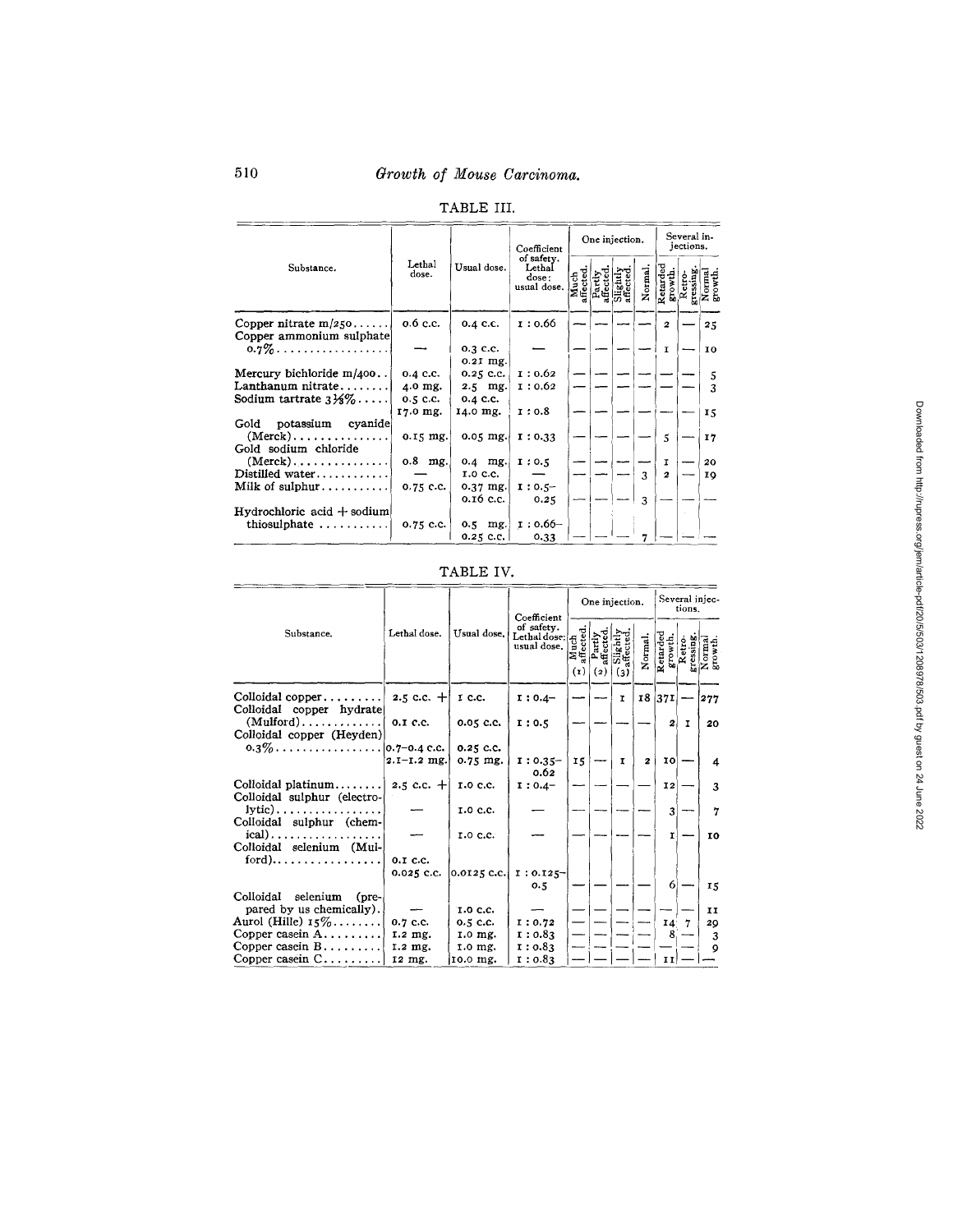TABLE III.

| Substance. | Lethal dose. | Usual dose. | Coefficient of safety. Lethal dose: usual dose. | One injection. | | | | Several injections. | | |
|---|---|---|---|---|---|---|---|---|---|---|
| | | | | Much affected. | Partly affected. | Slightly affected. | Normal. | Retarded growth. | Retrogressing. | Normal growth. |
| Copper nitrate m/250 | 0.6 c.c. | 0.4 c.c. | 1 : 0.66 | — | — | — | — | 2 | — | 25 |
| Copper ammonium sulphate 0.7% | — | 0.3 c.c. 0.21 mg. | — | — | — | — | — | 1 | — | 10 |
| Mercury bichloride m/400 | 0.4 c.c. | 0.25 c.c. | 1 : 0.62 | — | — | — | — | — | — | 5 |
| Lanthanum nitrate | 4.0 mg. | 2.5 mg. | 1 : 0.62 | — | — | — | — | — | — | 3 |
| Sodium tartrate 3⅓% | 0.5 c.c. 17.0 mg. | 0.4 c.c. 14.0 mg. | 1 : 0.8 | — | — | — | — | — | — | 15 |
| Gold potassium cyanide (Merck) | 0.15 mg. | 0.05 mg. | 1 : 0.33 | — | — | — | — | 5 | — | 17 |
| Gold sodium chloride (Merck) | 0.8 mg. | 0.4 mg. | 1 : 0.5 | — | — | — | — | 1 | — | 20 |
| Distilled water | — | 1.0 c.c. | — | — | — | — | 3 | 2 | — | 19 |
| Milk of sulphur | 0.75 c.c. | 0.37 mg. 0.16 c.c. | 1 : 0.5–0.25 | — | — | — | 3 | — | — | — |
| Hydrochloric acid + sodium thiosulphate | 0.75 c.c. | 0.5 mg. 0.25 c.c. | 1 : 0.66–0.33 | — | — | — | 7 | — | — | — |

TABLE IV.

| Substance. | Lethal dose. | Usual dose. | Coefficient of safety. Lethal dose: usual dose. | One injection. | | | | Several injections. | | |
|---|---|---|---|---|---|---|---|---|---|---|
| | | | | Much affected. (1) | Partly affected. (2) | Slightly affected. (3) | Normal. | Retarded growth. | Retrogressing. | Normal growth. |
| Colloidal copper | 2.5 c.c. + | 1 c.c. | 1 : 0.4– | — | — | 1 | 18 | 371 | — | 277 |
| Colloidal copper hydrate (Mulford) | 0.1 c.c. | 0.05 c.c. | 1 : 0.5 | — | — | — | — | 2 | 1 | 20 |
| Colloidal copper (Heyden) 0.3% | 0.7–0.4 c.c. 2.1–1.2 mg. | 0.25 c.c. 0.75 mg. | 1 : 0.35–0.62 | 15 | — | 1 | 2 | 10 | — | 4 |
| Colloidal platinum | 2.5 c.c. + | 1.0 c.c. | 1 : 0.4– | — | — | — | — | 12 | — | 3 |
| Colloidal sulphur (electrolytic) | — | 1.0 c.c. | — | — | — | — | — | 3 | — | 7 |
| Colloidal sulphur (chemical) | — | 1.0 c.c. | — | — | — | — | — | 1 | — | 10 |
| Colloidal selenium (Mulford) | 0.1 c.c. 0.025 c.c. | 0.0125 c.c. | 1 : 0.125–0.5 | — | — | — | — | 6 | — | 15 |
| Colloidal selenium (prepared by us chemically) | — | 1.0 c.c. | — | — | — | — | — | — | — | 11 |
| Aurol (Hille) 15% | 0.7 c.c. | 0.5 c.c. | 1 : 0.72 | — | — | — | — | 14 | 7 | 29 |
| Copper casein A | 1.2 mg. | 1.0 mg. | 1 : 0.83 | — | — | — | — | 8 | — | 3 |
| Copper casein B | 1.2 mg. | 1.0 mg. | 1 : 0.83 | — | — | — | — | — | — | 9 |
| Copper casein C | 12 mg. | 10.0 mg. | 1 : 0.83 | — | — | — | — | 11 | — | — |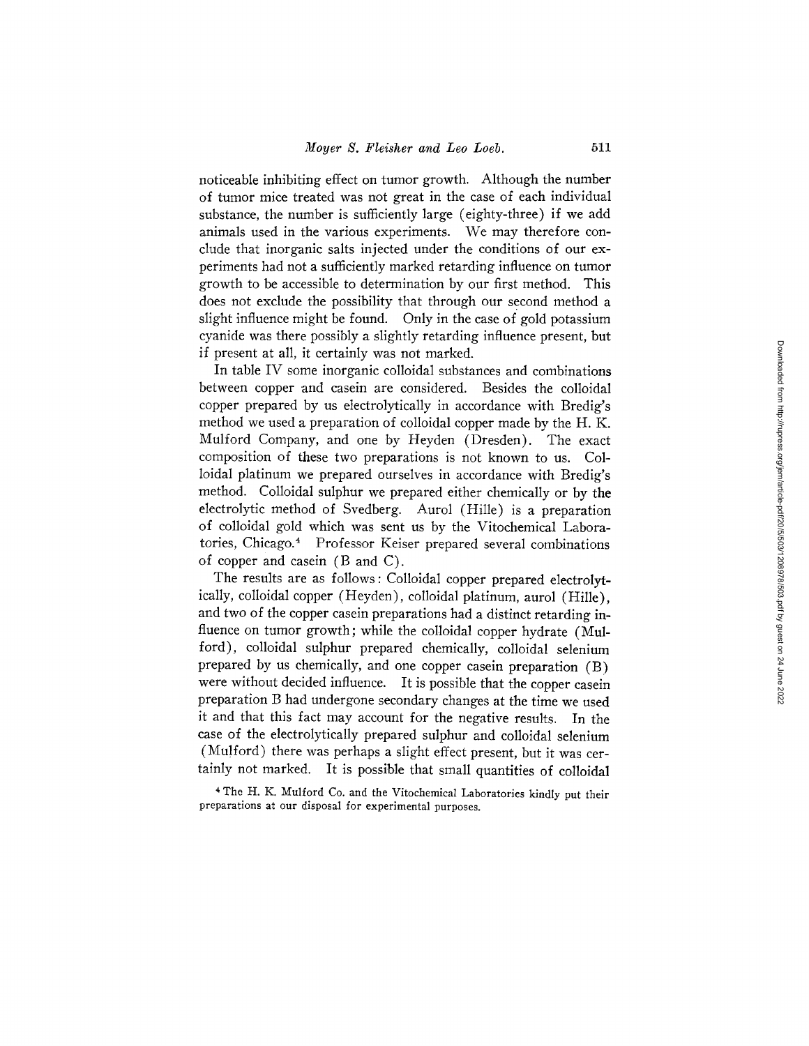noticeable inhibiting effect on tumor growth. Although the number of tumor mice treated was not great in the case of each individual substance, the number is sufficiently large (eighty-three) if we add animals used in the various experiments. We may therefore conclude that inorganic salts injected under the conditions of our experiments had not a sufficiently marked retarding influence on tumor growth to be accessible to determination by our first method. This does not exclude the possibility that through our second method a slight influence might be found. Only in the case of gold potassium cyanide was there possibly a slightly retarding influence present, but if present at all, it certainly was not marked.

In table IV some inorganic colloidal substances and combinations between copper and casein are considered. Besides the colloidal copper prepared by us electrolytically in accordance with Bredig's method we used a preparation of colloidal copper made by the H. K. Mulford Company, and one by Heyden (Dresden). The exact composition of these two preparations is not known to us. Colloidal platinum we prepared ourselves in accordance with Bredig's method. Colloidal sulphur we prepared either chemically or by the electrolytic method of Svedberg. Aurol (Hille) is a preparation of colloidal gold which was sent us by the Vitochemical Laboratories, Chicago.[4] Professor Keiser prepared several combinations of copper and casein (B and C).

The results are as follows: Colloidal copper prepared electrolytically, colloidal copper (Heyden), colloidal platinum, aurol (Hille), and two of the copper casein preparations had a distinct retarding influence on tumor growth; while the colloidal copper hydrate (Mulford), colloidal sulphur prepared chemically, colloidal selenium prepared by us chemically, and one copper casein preparation (B) were without decided influence. It is possible that the copper casein preparation B had undergone secondary changes at the time we used it and that this fact may account for the negative results. In the case of the electrolytically prepared sulphur and colloidal selenium (Mulford) there was perhaps a slight effect present, but it was certainly not marked. It is possible that small quantities of colloidal

[4] The H. K. Mulford Co. and the Vitochemical Laboratories kindly put their preparations at our disposal for experimental purposes.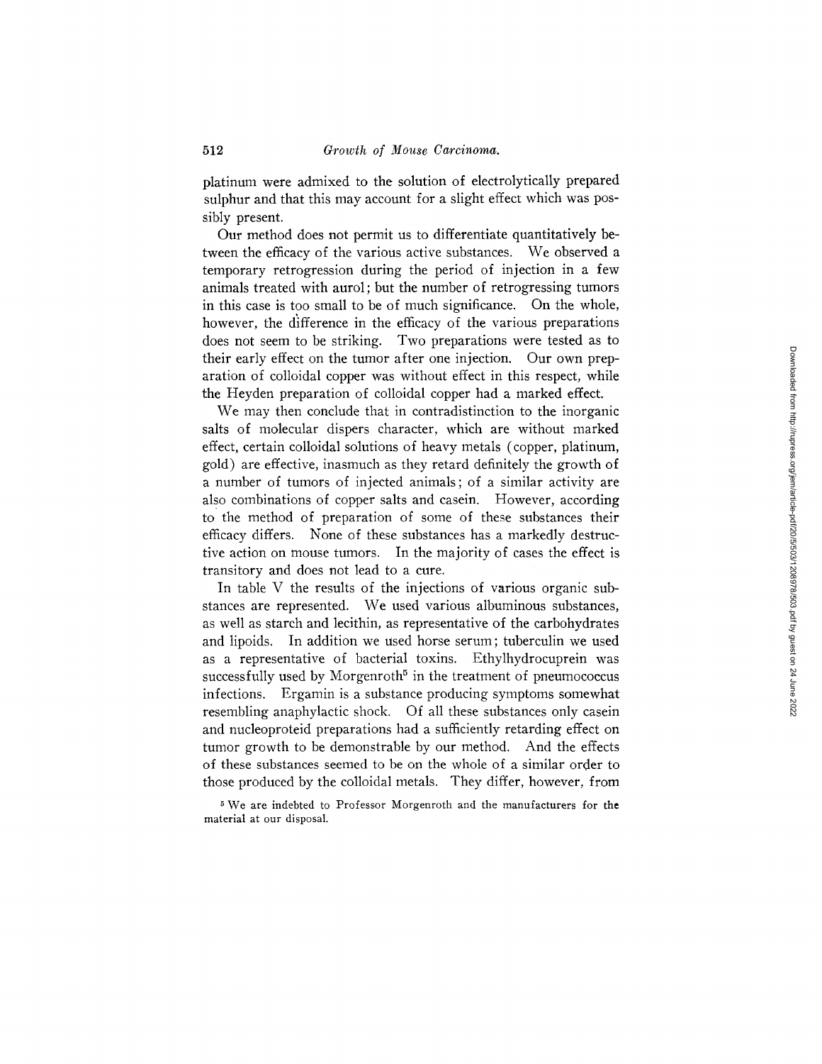platinum were admixed to the solution of electrolytically prepared sulphur and that this may account for a slight effect which was possibly present.

Our method does not permit us to differentiate quantitatively between the efficacy of the various active substances. We observed a temporary retrogression during the period of injection in a few animals treated with aurol; but the number of retrogressing tumors in this case is too small to be of much significance. On the whole, however, the difference in the efficacy of the various preparations does not seem to be striking. Two preparations were tested as to their early effect on the tumor after one injection. Our own preparation of colloidal copper was without effect in this respect, while the Heyden preparation of colloidal copper had a marked effect.

We may then conclude that in contradistinction to the inorganic salts of molecular dispers character, which are without marked effect, certain colloidal solutions of heavy metals (copper, platinum, gold) are effective, inasmuch as they retard definitely the growth of a number of tumors of injected animals; of a similar activity are also combinations of copper salts and casein. However, according to the method of preparation of some of these substances their efficacy differs. None of these substances has a markedly destructive action on mouse tumors. In the majority of cases the effect is transitory and does not lead to a cure.

In table V the results of the injections of various organic substances are represented. We used various albuminous substances, as well as starch and lecithin, as representative of the carbohydrates and lipoids. In addition we used horse serum; tuberculin we used as a representative of bacterial toxins. Ethylhydrocuprein was successfully used by Morgenroth[5] in the treatment of pneumococcus infections. Ergamin is a substance producing symptoms somewhat resembling anaphylactic shock. Of all these substances only casein and nucleoproteid preparations had a sufficiently retarding effect on tumor growth to be demonstrable by our method. And the effects of these substances seemed to be on the whole of a similar order to those produced by the colloidal metals. They differ, however, from

[5] We are indebted to Professor Morgenroth and the manufacturers for the material at our disposal.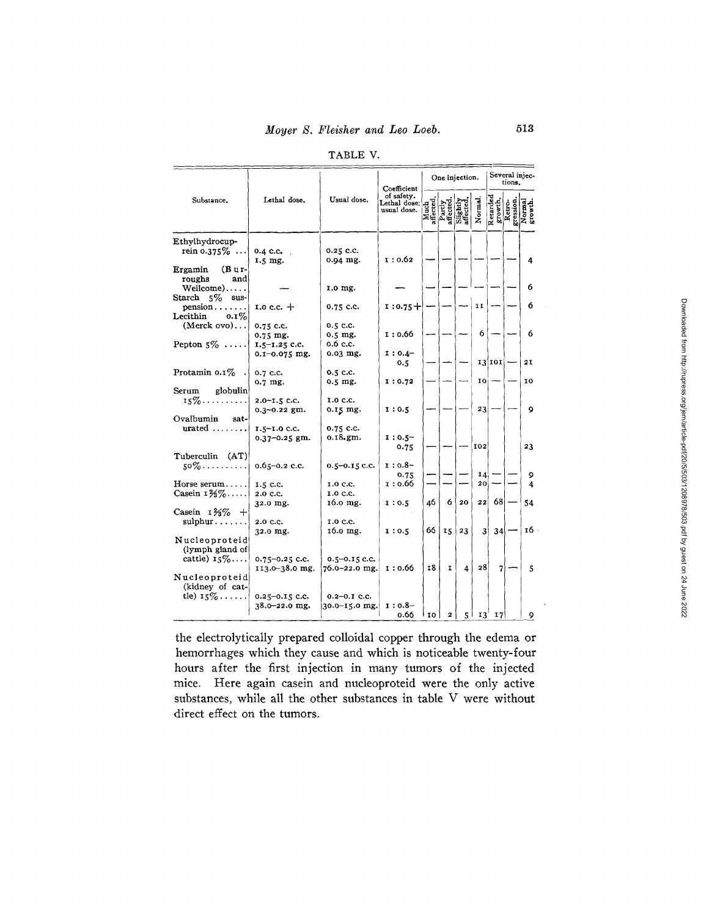TABLE V.

| Substance. | Lethal dose. | Usual dose. | Coefficient of safety. Lethal dose: usual dose. | One injection. | | | | Several injections. | | |
|---|---|---|---|---|---|---|---|---|---|---|
| | | | | Much affected. | Partly affected. | Slightly affected. | Normal. | Retarded growth. | Retrogression. | Normal growth. |
| Ethylhydrocuprein 0.375% ... | 0.4 c.c. 1.5 mg. | 0.25 c.c. 0.94 mg. | 1 : 0.62 | — | — | — | — | — | — | 4 |
| Ergamin (Burroughs and Wellcome)..... | — | 1.0 mg. | — | — | — | — | — | — | — | 6 |
| Starch 5% suspension....... | 1.0 c.c. + | 0.75 c.c. | 1 : 0.75 + | — | — | — | 11 | — | — | 6 |
| Lecithin 0.1% (Merck ovo)... | 0.75 c.c. 0.75 mg. | 0.5 c.c. 0.5 mg. | 1 : 0.66 | — | — | — | 6 | — | — | 6 |
| Pepton 5% ..... | 1.5–1.25 c.c. 0.1–0.075 mg. | 0.6 c.c. 0.03 mg. | 1 : 0.4–0.5 | — | — | — | 13 | 101 | — | 21 |
| Protamin 0.1% . | 0.7 c.c. 0.7 mg. | 0.5 c.c. 0.5 mg. | 1 : 0.72 | — | — | — | 10 | — | — | 10 |
| Serum globulin 15%......... | 2.0–1.5 c.c. 0.3–0.22 gm. | 1.0 c.c. 0.15 mg. | 1 : 0.5 | — | — | — | 23 | — | — | 9 |
| Ovalbumin saturated ........ | 1.5–1.0 c.c. 0.37–0.25 gm. | 0.75 c.c. 0.18 gm. | 1 : 0.5–0.75 | — | — | — | 102 | | | 23 |
| Tuberculin (AT) 50%......... | 0.65–0.2 c.c. | 0.5–0.15 c.c. | 1 : 0.8–0.75 | — | — | — | 14 | — | — | 9 |
| Horse serum..... | 1.5 c.c. | 1.0 c.c. | 1 : 0.66 | — | — | — | 20 | — | — | 4 |
| Casein 1⅗%..... | 2.0 c.c. 32.0 mg. | 1.0 c.c. 16.0 mg. | 1 : 0.5 | 46 | 6 | 20 | 22 | 68 | — | 54 |
| Casein 1⅗% + sulphur....... | 2.0 c.c. 32.0 mg. | 1.0 c.c. 16.0 mg. | 1 : 0.5 | 66 | 15 | 23 | 3 | 34 | — | 16 |
| Nucleoproteid (lymph gland of cattle) 15%.... | 0.75–0.25 c.c. 113.0–38.0 mg. | 0.5–0.15 c.c. 76.0–22.0 mg. | 1 : 0.66 | 18 | 1 | 4 | 28 | 7 | — | 5 |
| Nucleoproteid (kidney of cattle) 15%...... | 0.25–0.15 c.c. 38.0–22.0 mg. | 0.2–0.1 c.c. 30.0–15.0 mg. | 1 : 0.8–0.66 | 10 | 2 | 5 | 13 | 17 | | 9 |

the electrolytically prepared colloidal copper through the edema or hemorrhages which they cause and which is noticeable twenty-four hours after the first injection in many tumors of the injected mice. Here again casein and nucleoproteid were the only active substances, while all the other substances in table V were without direct effect on the tumors.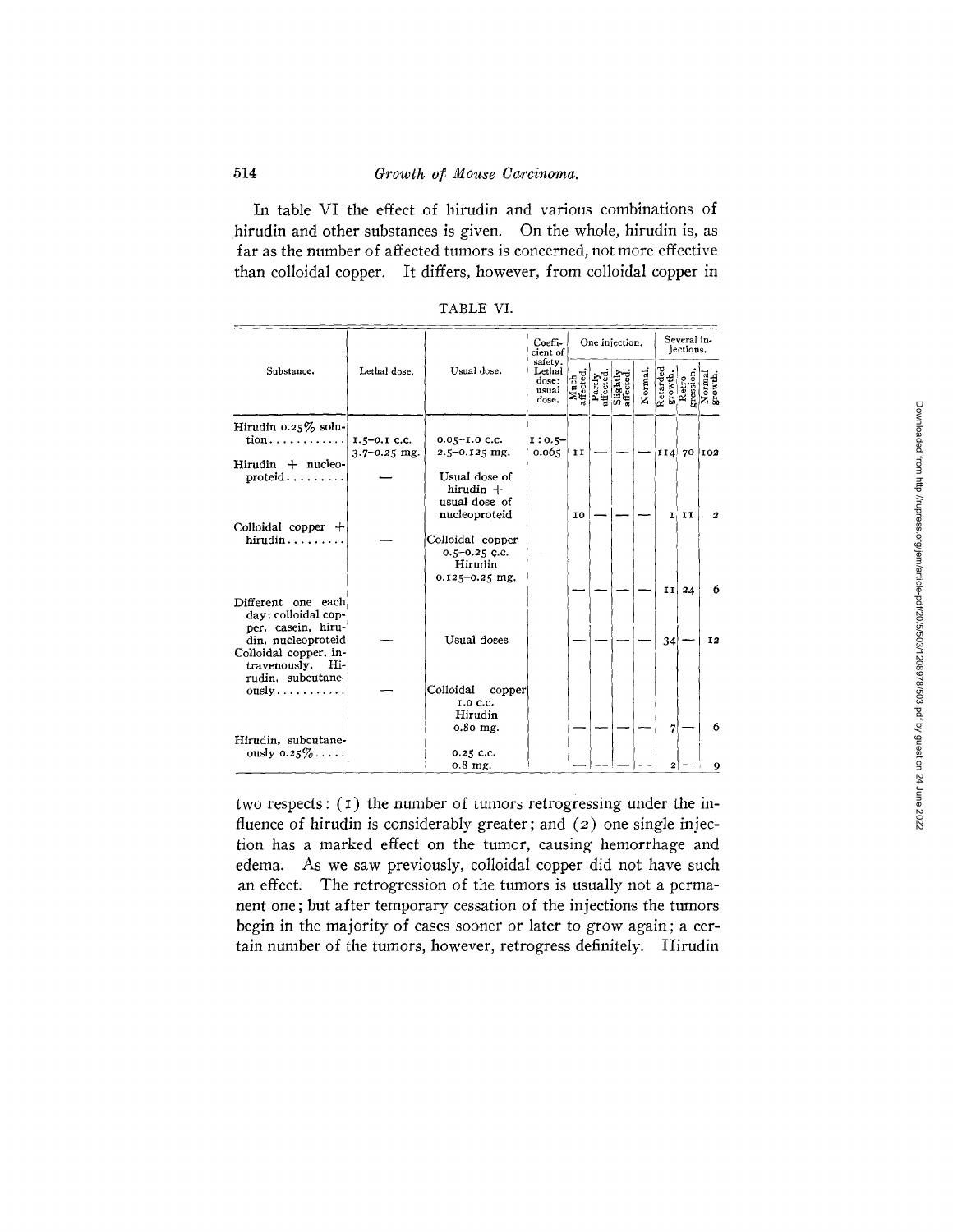In table VI the effect of hirudin and various combinations of hirudin and other substances is given. On the whole, hirudin is, as far as the number of affected tumors is concerned, not more effective than colloidal copper. It differs, however, from colloidal copper in

TABLE VI.

| Substance. | Lethal dose. | Usual dose. | Coefficient of safety. Lethal dose: usual dose. | One injection. | | | | Several injections. | | |
|---|---|---|---|---|---|---|---|---|---|---|
| | | | | Much affected. | Partly affected. | Slightly affected. | Normal. | Retarded growth. | Retrogression. | Normal growth. |
| Hirudin 0.25% solution............ | 1.5–0.1 c.c. 3.7–0.25 mg. | 0.05–1.0 c.c. 2.5–0.125 mg. | 1 : 0.5–0.065 | 11 | — | — | — | 114 | 70 | 102 |
| Hirudin + nucleoproteid......... | — | Usual dose of hirudin + usual dose of nucleoproteid | | 10 | — | — | — | 1 | 11 | 2 |
| Colloidal copper + hirudin......... | — | Colloidal copper 0.5–0.25 c.c. Hirudin 0.125–0.25 mg. | | — | — | — | — | 11 | 24 | 6 |
| Different one each day: colloidal copper, casein, hirudin, nucleoproteid | — | Usual doses | | — | — | — | — | 34 | — | 12 |
| Colloidal copper, intravenously. Hirudin, subcutaneously........... | — | Colloidal copper 1.0 c.c. Hirudin 0.80 mg. | | — | — | — | — | 7 | — | 6 |
| Hirudin, subcutaneously 0.25%..... | | 0.25 c.c. 0.8 mg. | | — | — | — | — | 2 | — | 9 |

two respects: (1) the number of tumors retrogressing under the influence of hirudin is considerably greater; and (2) one single injection has a marked effect on the tumor, causing hemorrhage and edema. As we saw previously, colloidal copper did not have such an effect. The retrogression of the tumors is usually not a permanent one; but after temporary cessation of the injections the tumors begin in the majority of cases sooner or later to grow again; a certain number of the tumors, however, retrogress definitely. Hirudin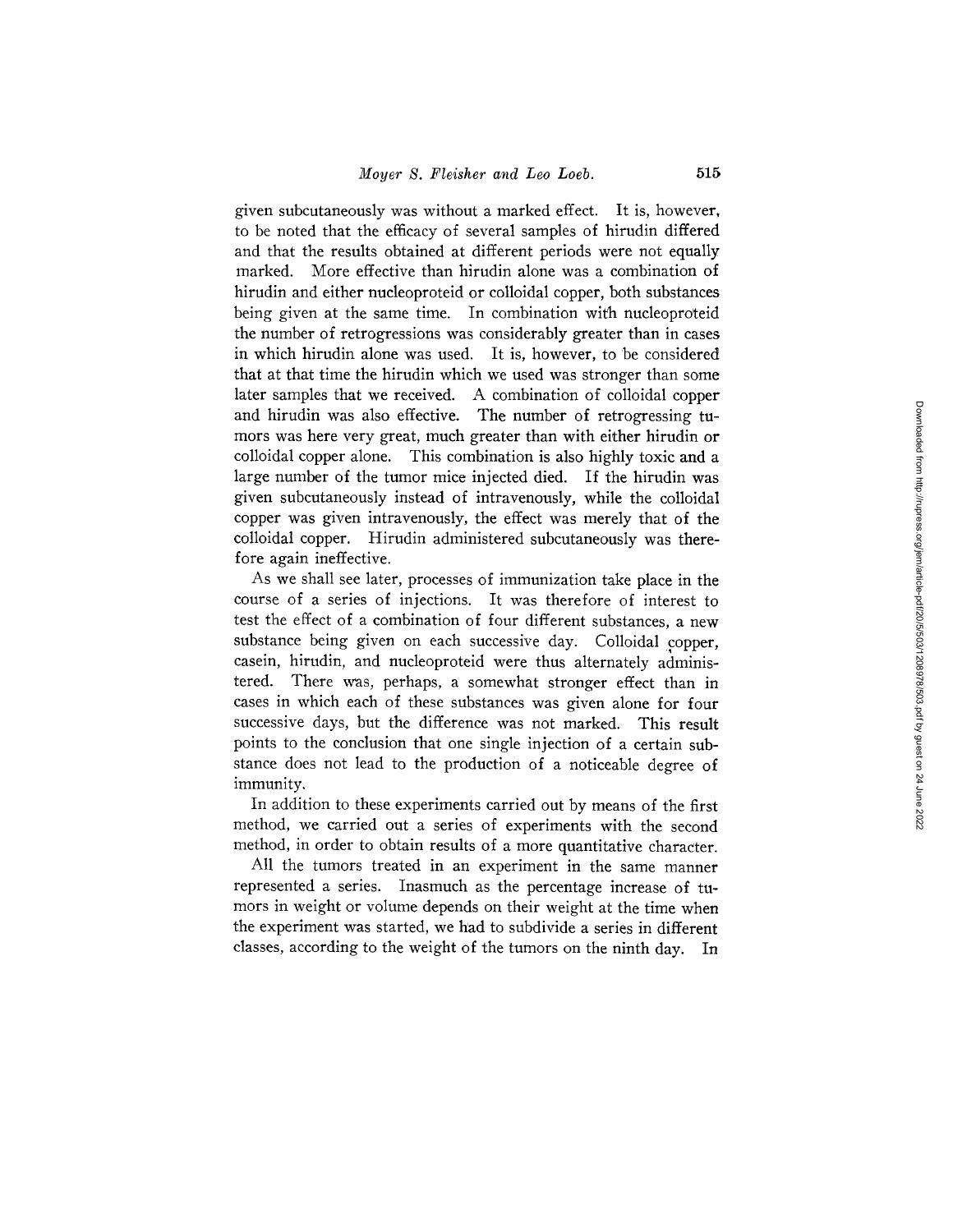given subcutaneously was without a marked effect. It is, however, to be noted that the efficacy of several samples of hirudin differed and that the results obtained at different periods were not equally marked. More effective than hirudin alone was a combination of hirudin and either nucleoproteid or colloidal copper, both substances being given at the same time. In combination with nucleoproteid the number of retrogressions was considerably greater than in cases in which hirudin alone was used. It is, however, to be considered that at that time the hirudin which we used was stronger than some later samples that we received. A combination of colloidal copper and hirudin was also effective. The number of retrogressing tumors was here very great, much greater than with either hirudin or colloidal copper alone. This combination is also highly toxic and a large number of the tumor mice injected died. If the hirudin was given subcutaneously instead of intravenously, while the colloidal copper was given intravenously, the effect was merely that of the colloidal copper. Hirudin administered subcutaneously was therefore again ineffective.

As we shall see later, processes of immunization take place in the course of a series of injections. It was therefore of interest to test the effect of a combination of four different substances, a new substance being given on each successive day. Colloidal copper, casein, hirudin, and nucleoproteid were thus alternately administered. There was, perhaps, a somewhat stronger effect than in cases in which each of these substances was given alone for four successive days, but the difference was not marked. This result points to the conclusion that one single injection of a certain substance does not lead to the production of a noticeable degree of immunity.

In addition to these experiments carried out by means of the first method, we carried out a series of experiments with the second method, in order to obtain results of a more quantitative character.

All the tumors treated in an experiment in the same manner represented a series. Inasmuch as the percentage increase of tumors in weight or volume depends on their weight at the time when the experiment was started, we had to subdivide a series in different classes, according to the weight of the tumors on the ninth day. In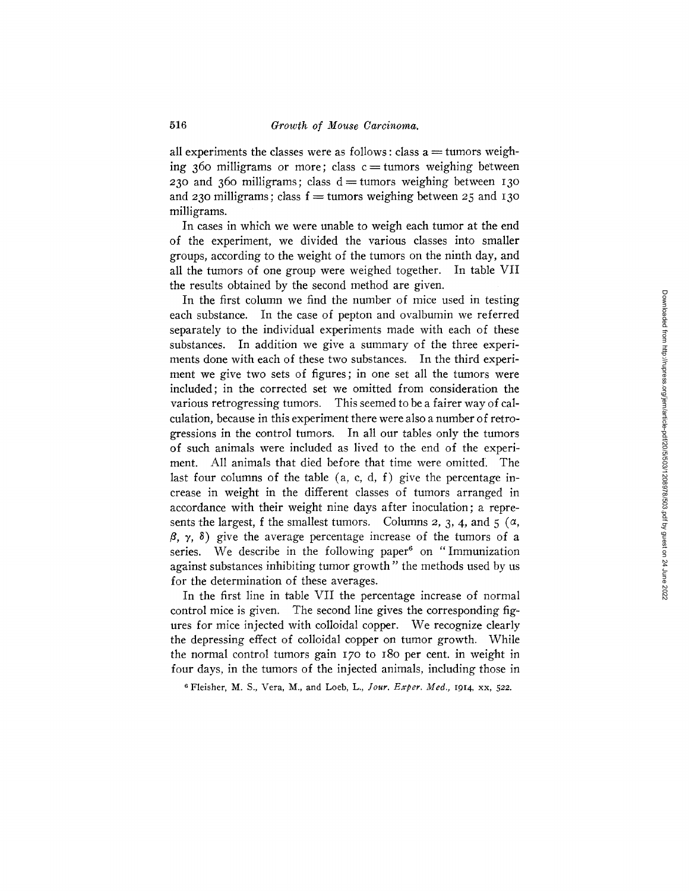all experiments the classes were as follows: class a = tumors weighing 360 milligrams or more; class c = tumors weighing between 230 and 360 milligrams; class d = tumors weighing between 130 and 230 milligrams; class f = tumors weighing between 25 and 130 milligrams.

In cases in which we were unable to weigh each tumor at the end of the experiment, we divided the various classes into smaller groups, according to the weight of the tumors on the ninth day, and all the tumors of one group were weighed together. In table VII the results obtained by the second method are given.

In the first column we find the number of mice used in testing each substance. In the case of pepton and ovalbumin we referred separately to the individual experiments made with each of these substances. In addition we give a summary of the three experiments done with each of these two substances. In the third experiment we give two sets of figures; in one set all the tumors were included; in the corrected set we omitted from consideration the various retrogressing tumors. This seemed to be a fairer way of calculation, because in this experiment there were also a number of retrogressions in the control tumors. In all our tables only the tumors of such animals were included as lived to the end of the experiment. All animals that died before that time were omitted. The last four columns of the table (a, c, d, f) give the percentage increase in weight in the different classes of tumors arranged in accordance with their weight nine days after inoculation; a represents the largest, f the smallest tumors. Columns 2, 3, 4, and 5 ($\alpha$, $\beta$, $\gamma$, $\delta$) give the average percentage increase of the tumors of a series. We describe in the following paper[6] on "Immunization against substances inhibiting tumor growth" the methods used by us for the determination of these averages.

In the first line in table VII the percentage increase of normal control mice is given. The second line gives the corresponding figures for mice injected with colloidal copper. We recognize clearly the depressing effect of colloidal copper on tumor growth. While the normal control tumors gain 170 to 180 per cent. in weight in four days, in the tumors of the injected animals, including those in

[6] Fleisher, M. S., Vera, M., and Loeb, L., *Jour. Exper. Med.*, 1914, xx, 522.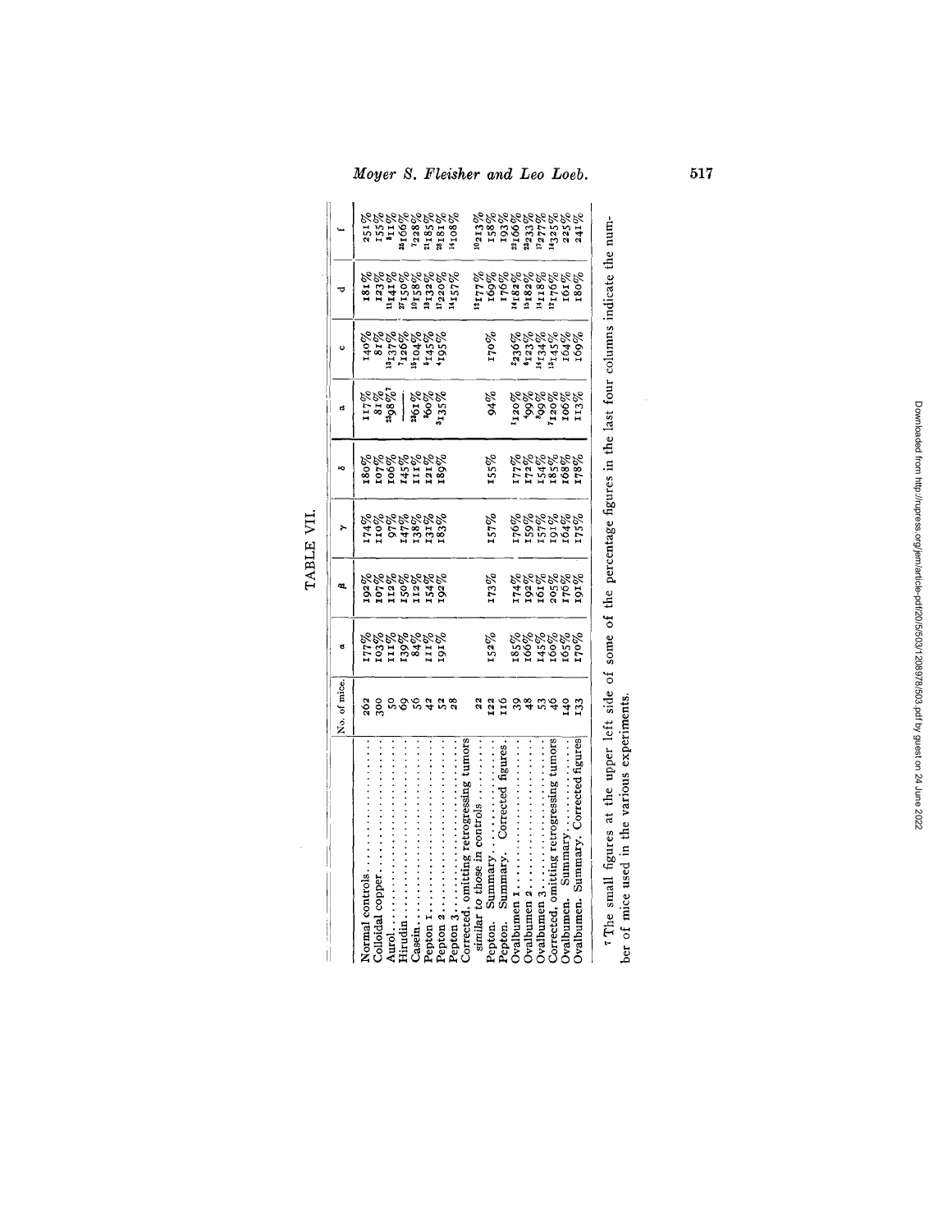TABLE VII.

| | No. of mice. | α | β | γ | δ | a | c | d | f |
|---|---|---|---|---|---|---|---|---|---|
| Normal controls | 262 | 177% | 192% | 174% | 180% | 117% | 140% | 181% | 251% |
| Colloidal copper | 300 | 103% | 107% | 110% | 107% | 81% | 81% | 123% | 155% |
| Aurol | 50 | 111% | 112% | 97% | 106% | [29]98%[7] | [13]137% | [11]141% | [8]11% |
| Hirudin | 69 | 139% | 150% | 147% | 145% | — | [7]126% | [27]150% | [25]166% |
| Casein | 56 | 84% | 112% | 138% | 111% | [24]61% | [15]104% | [10]158% | [7]228% |
| Pepton 1 | 42 | 111% | 154% | 131% | 121% | [8]60% | [6]145% | [13]132% | [11]185% |
| Pepton 2 | 52 | 191% | 192% | 183% | 189% | [3]135% | [4]195% | [17]220% | [25]181% |
| Pepton 3 | 28 | | | | | | | [14]157% | [14]108% |
| Corrected, omitting retrogressing tumors similar to those in controls | 22 | | | | | | | [12]177% | [10]213% |
| Pepton. Summary | 122 | 152% | 173% | 157% | 155% | 94% | 170% | 169% | 158% |
| Pepton. Summary. Corrected figures | 116 | | | | | | | 176% | 193% |
| Ovalbumen 1 | 39 | 185% | 174% | 176% | 177% | [1]120% | [2]236% | [14]182% | [22]166% |
| Ovalbumen 2 | 48 | 166% | 192% | 159% | 172% | [4]99% | [6]123% | [15]182% | [22]233% |
| Ovalbumen 3 | 53 | 145% | 161% | 157% | 154% | [8]99% | [14]134% | [14]118% | [17]277% |
| Corrected, omitting retrogressing tumors | 46 | 100% | 205% | 191% | 185% | [7]120% | [13]145% | [12]176% | [14]325% |
| Ovalbumen. Summary | 140 | 165% | 176% | 164% | 168% | 106% | 104% | 161% | 225% |
| Ovalbumen. Summary. Corrected figures | 133 | 170% | 191% | 175% | 178% | 113% | 169% | 180% | 241% |

[7] The small figures at the upper left side of some of the percentage figures in the last four columns indicate the number of mice used in the various experiments.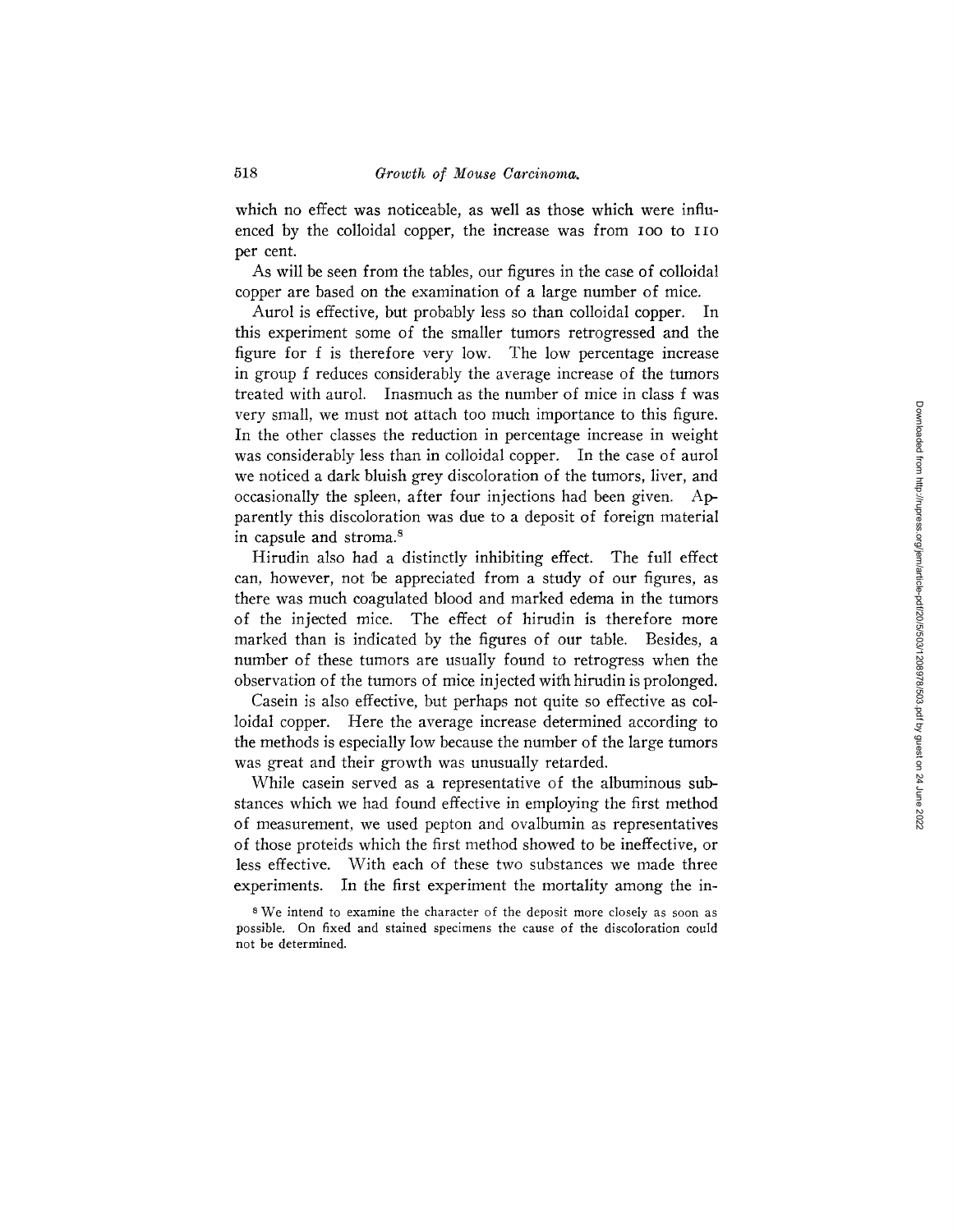which no effect was noticeable, as well as those which were influenced by the colloidal copper, the increase was from 100 to 110 per cent.

As will be seen from the tables, our figures in the case of colloidal copper are based on the examination of a large number of mice.

Aurol is effective, but probably less so than colloidal copper. In this experiment some of the smaller tumors retrogressed and the figure for f is therefore very low. The low percentage increase in group f reduces considerably the average increase of the tumors treated with aurol. Inasmuch as the number of mice in class f was very small, we must not attach too much importance to this figure. In the other classes the reduction in percentage increase in weight was considerably less than in colloidal copper. In the case of aurol we noticed a dark bluish grey discoloration of the tumors, liver, and occasionally the spleen, after four injections had been given. Apparently this discoloration was due to a deposit of foreign material in capsule and stroma.[8]

Hirudin also had a distinctly inhibiting effect. The full effect can, however, not be appreciated from a study of our figures, as there was much coagulated blood and marked edema in the tumors of the injected mice. The effect of hirudin is therefore more marked than is indicated by the figures of our table. Besides, a number of these tumors are usually found to retrogress when the observation of the tumors of mice injected with hirudin is prolonged.

Casein is also effective, but perhaps not quite so effective as colloidal copper. Here the average increase determined according to the methods is especially low because the number of the large tumors was great and their growth was unusually retarded.

While casein served as a representative of the albuminous substances which we had found effective in employing the first method of measurement, we used pepton and ovalbumin as representatives of those proteids which the first method showed to be ineffective, or less effective. With each of these two substances we made three experiments. In the first experiment the mortality among the in-

[8] We intend to examine the character of the deposit more closely as soon as possible. On fixed and stained specimens the cause of the discoloration could not be determined.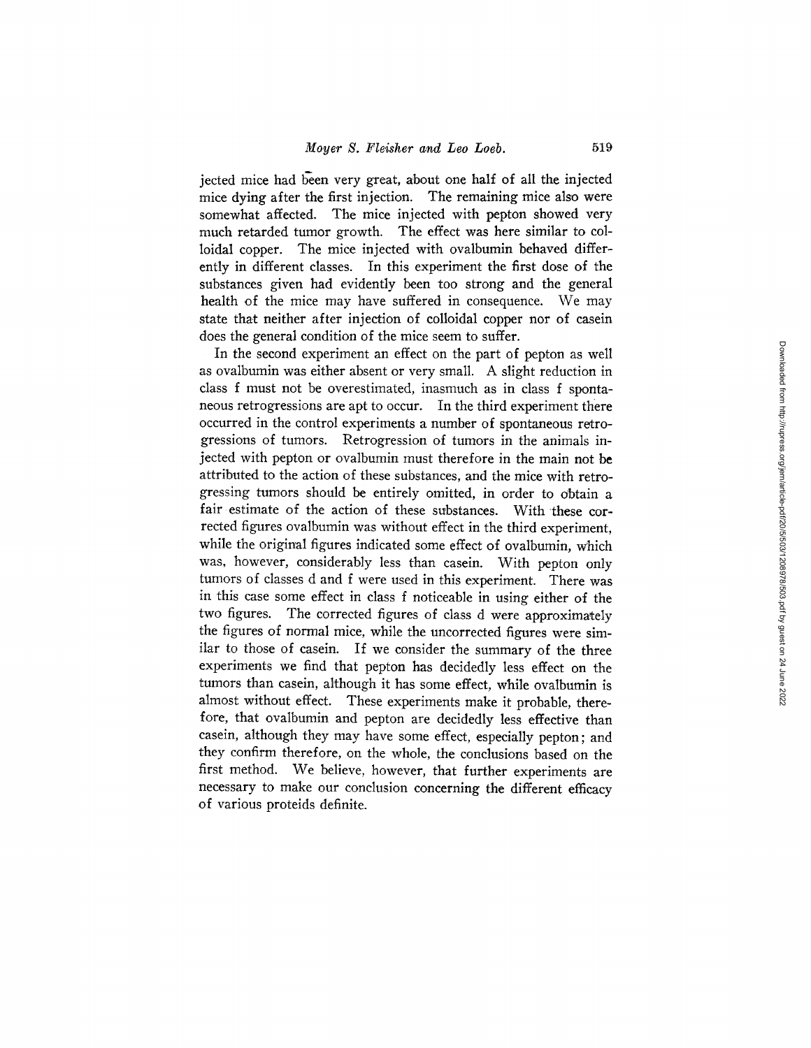jected mice had been very great, about one half of all the injected mice dying after the first injection. The remaining mice also were somewhat affected. The mice injected with pepton showed very much retarded tumor growth. The effect was here similar to colloidal copper. The mice injected with ovalbumin behaved differently in different classes. In this experiment the first dose of the substances given had evidently been too strong and the general health of the mice may have suffered in consequence. We may state that neither after injection of colloidal copper nor of casein does the general condition of the mice seem to suffer.

In the second experiment an effect on the part of pepton as well as ovalbumin was either absent or very small. A slight reduction in class f must not be overestimated, inasmuch as in class f spontaneous retrogressions are apt to occur. In the third experiment there occurred in the control experiments a number of spontaneous retrogressions of tumors. Retrogression of tumors in the animals injected with pepton or ovalbumin must therefore in the main not be attributed to the action of these substances, and the mice with retrogressing tumors should be entirely omitted, in order to obtain a fair estimate of the action of these substances. With these corrected figures ovalbumin was without effect in the third experiment, while the original figures indicated some effect of ovalbumin, which was, however, considerably less than casein. With pepton only tumors of classes d and f were used in this experiment. There was in this case some effect in class f noticeable in using either of the two figures. The corrected figures of class d were approximately the figures of normal mice, while the uncorrected figures were similar to those of casein. If we consider the summary of the three experiments we find that pepton has decidedly less effect on the tumors than casein, although it has some effect, while ovalbumin is almost without effect. These experiments make it probable, therefore, that ovalbumin and pepton are decidedly less effective than casein, although they may have some effect, especially pepton; and they confirm therefore, on the whole, the conclusions based on the first method. We believe, however, that further experiments are necessary to make our conclusion concerning the different efficacy of various proteids definite.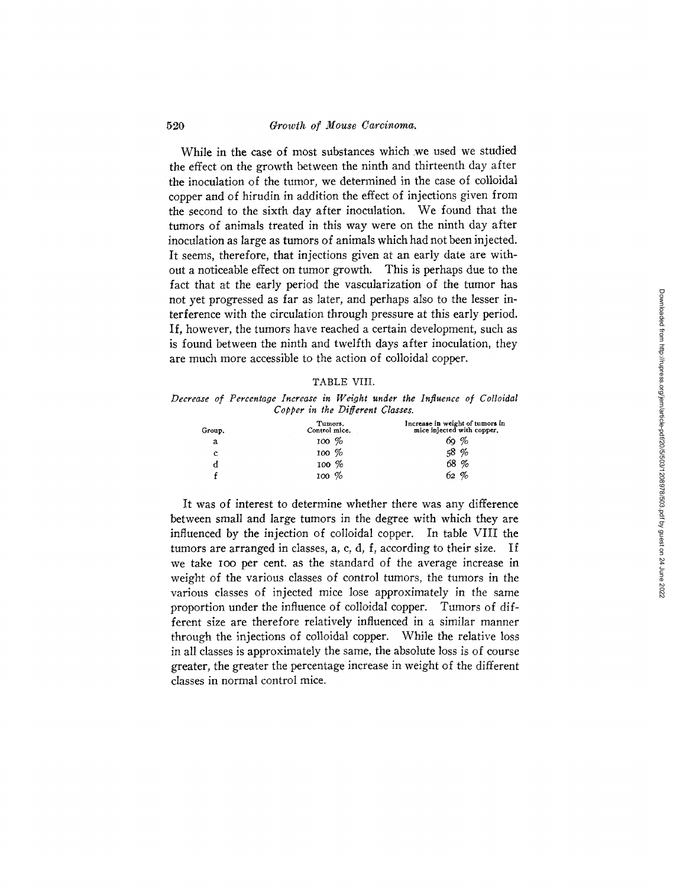While in the case of most substances which we used we studied the effect on the growth between the ninth and thirteenth day after the inoculation of the tumor, we determined in the case of colloidal copper and of hirudin in addition the effect of injections given from the second to the sixth day after inoculation. We found that the tumors of animals treated in this way were on the ninth day after inoculation as large as tumors of animals which had not been injected. It seems, therefore, that injections given at an early date are without a noticeable effect on tumor growth. This is perhaps due to the fact that at the early period the vascularization of the tumor has not yet progressed as far as later, and perhaps also to the lesser interference with the circulation through pressure at this early period. If, however, the tumors have reached a certain development, such as is found between the ninth and twelfth days after inoculation, they are much more accessible to the action of colloidal copper.

TABLE VIII.

*Decrease of Percentage Increase in Weight under the Influence of Colloidal Copper in the Different Classes.*

| Group. | Tumors. Control mice. | Increase in weight of tumors in mice injected with copper. |
|---|---|---|
| a | 100 % | 69 % |
| c | 100 % | 58 % |
| d | 100 % | 68 % |
| f | 100 % | 62 % |

It was of interest to determine whether there was any difference between small and large tumors in the degree with which they are influenced by the injection of colloidal copper. In table VIII the tumors are arranged in classes, a, c, d, f, according to their size. If we take 100 per cent. as the standard of the average increase in weight of the various classes of control tumors, the tumors in the various classes of injected mice lose approximately in the same proportion under the influence of colloidal copper. Tumors of different size are therefore relatively influenced in a similar manner through the injections of colloidal copper. While the relative loss in all classes is approximately the same, the absolute loss is of course greater, the greater the percentage increase in weight of the different classes in normal control mice.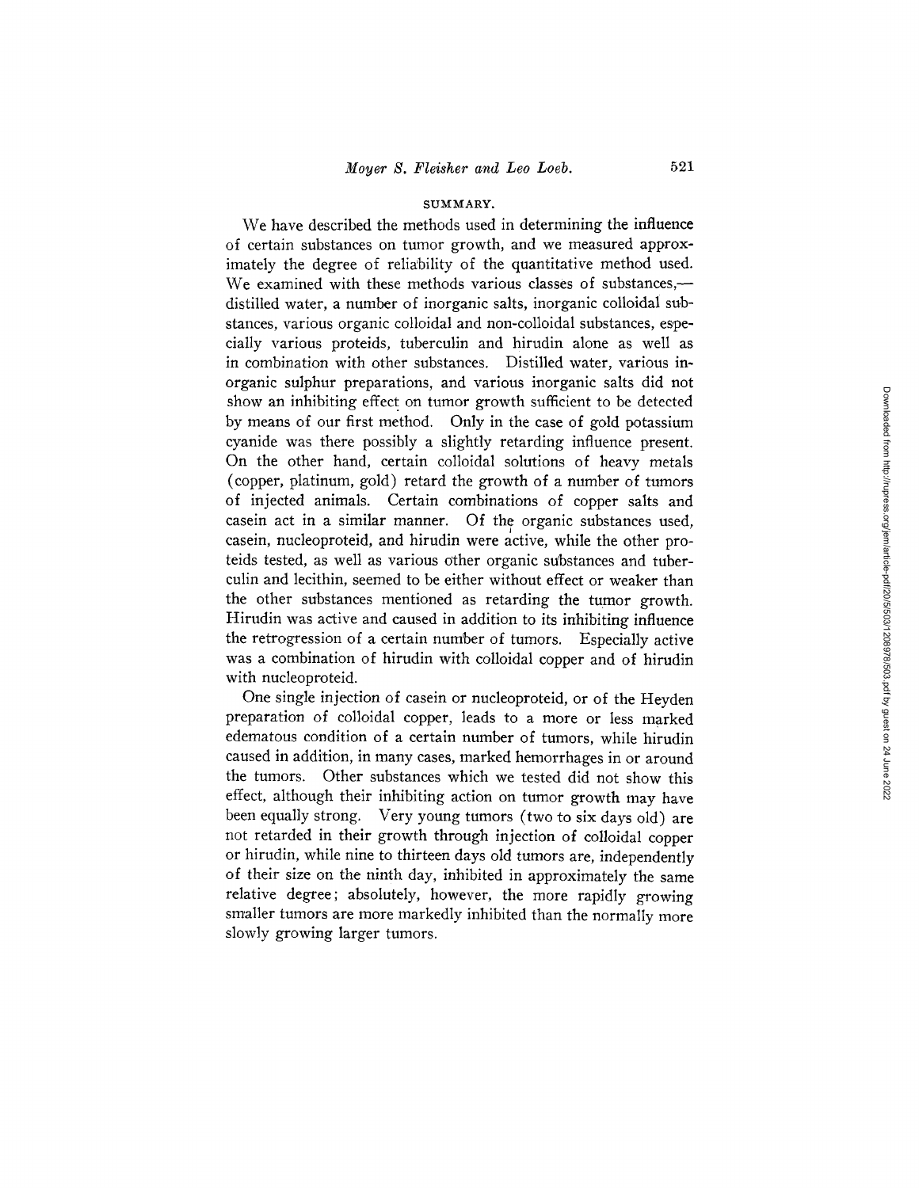## SUMMARY.

We have described the methods used in determining the influence of certain substances on tumor growth, and we measured approximately the degree of reliability of the quantitative method used. We examined with these methods various classes of substances,—distilled water, a number of inorganic salts, inorganic colloidal substances, various organic colloidal and non-colloidal substances, especially various proteids, tuberculin and hirudin alone as well as in combination with other substances. Distilled water, various inorganic sulphur preparations, and various inorganic salts did not show an inhibiting effect on tumor growth sufficient to be detected by means of our first method. Only in the case of gold potassium cyanide was there possibly a slightly retarding influence present. On the other hand, certain colloidal solutions of heavy metals (copper, platinum, gold) retard the growth of a number of tumors of injected animals. Certain combinations of copper salts and casein act in a similar manner. Of the organic substances used, casein, nucleoproteid, and hirudin were active, while the other proteids tested, as well as various other organic substances and tuberculin and lecithin, seemed to be either without effect or weaker than the other substances mentioned as retarding the tumor growth. Hirudin was active and caused in addition to its inhibiting influence the retrogression of a certain number of tumors. Especially active was a combination of hirudin with colloidal copper and of hirudin with nucleoproteid.

One single injection of casein or nucleoproteid, or of the Heyden preparation of colloidal copper, leads to a more or less marked edematous condition of a certain number of tumors, while hirudin caused in addition, in many cases, marked hemorrhages in or around the tumors. Other substances which we tested did not show this effect, although their inhibiting action on tumor growth may have been equally strong. Very young tumors (two to six days old) are not retarded in their growth through injection of colloidal copper or hirudin, while nine to thirteen days old tumors are, independently of their size on the ninth day, inhibited in approximately the same relative degree; absolutely, however, the more rapidly growing smaller tumors are more markedly inhibited than the normally more slowly growing larger tumors.